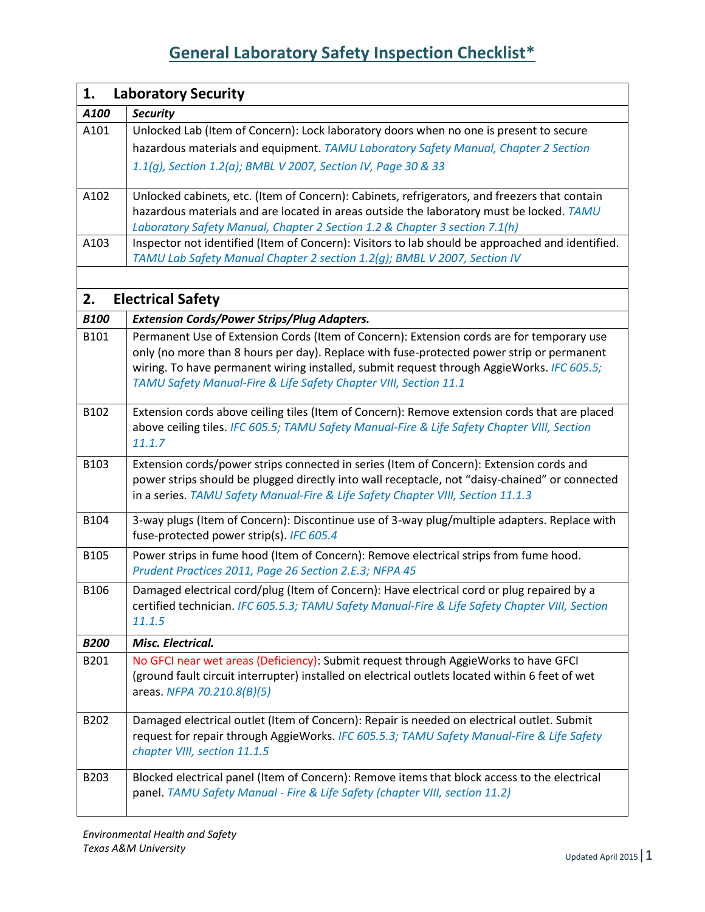# General Laboratory Safety Inspection Checklist*

| **1. Laboratory Security** | |
|---|---|
| ***A100*** | ***Security*** |
| A101 | Unlocked Lab (Item of Concern): Lock laboratory doors when no one is present to secure hazardous materials and equipment. *TAMU Laboratory Safety Manual, Chapter 2 Section 1.1(g), Section 1.2(a); BMBL V 2007, Section IV, Page 30 & 33* |
| A102 | Unlocked cabinets, etc. (Item of Concern): Cabinets, refrigerators, and freezers that contain hazardous materials and are located in areas outside the laboratory must be locked. *TAMU Laboratory Safety Manual, Chapter 2 Section 1.2 & Chapter 3 section 7.1(h)* |
| A103 | Inspector not identified (Item of Concern): Visitors to lab should be approached and identified. *TAMU Lab Safety Manual Chapter 2 section 1.2(g); BMBL V 2007, Section IV* |

| **2. Electrical Safety** | |
|---|---|
| ***B100*** | ***Extension Cords/Power Strips/Plug Adapters.*** |
| B101 | Permanent Use of Extension Cords (Item of Concern): Extension cords are for temporary use only (no more than 8 hours per day). Replace with fuse-protected power strip or permanent wiring. To have permanent wiring installed, submit request through AggieWorks. *IFC 605.5; TAMU Safety Manual-Fire & Life Safety Chapter VIII, Section 11.1* |
| B102 | Extension cords above ceiling tiles (Item of Concern): Remove extension cords that are placed above ceiling tiles. *IFC 605.5; TAMU Safety Manual-Fire & Life Safety Chapter VIII, Section 11.1.7* |
| B103 | Extension cords/power strips connected in series (Item of Concern): Extension cords and power strips should be plugged directly into wall receptacle, not "daisy-chained" or connected in a series. *TAMU Safety Manual-Fire & Life Safety Chapter VIII, Section 11.1.3* |
| B104 | 3-way plugs (Item of Concern): Discontinue use of 3-way plug/multiple adapters. Replace with fuse-protected power strip(s). *IFC 605.4* |
| B105 | Power strips in fume hood (Item of Concern): Remove electrical strips from fume hood. *Prudent Practices 2011, Page 26 Section 2.E.3; NFPA 45* |
| B106 | Damaged electrical cord/plug (Item of Concern): Have electrical cord or plug repaired by a certified technician. *IFC 605.5.3; TAMU Safety Manual-Fire & Life Safety Chapter VIII, Section 11.1.5* |
| ***B200*** | ***Misc. Electrical.*** |
| B201 | No GFCI near wet areas (Deficiency): Submit request through AggieWorks to have GFCI (ground fault circuit interrupter) installed on electrical outlets located within 6 feet of wet areas. *NFPA 70.210.8(B)(5)* |
| B202 | Damaged electrical outlet (Item of Concern): Repair is needed on electrical outlet. Submit request for repair through AggieWorks. *IFC 605.5.3; TAMU Safety Manual-Fire & Life Safety chapter VIII, section 11.1.5* |
| B203 | Blocked electrical panel (Item of Concern): Remove items that block access to the electrical panel. *TAMU Safety Manual - Fire & Life Safety (chapter VIII, section 11.2)* |

*Environmental Health and Safety*
*Texas A&M University*

Updated April 2015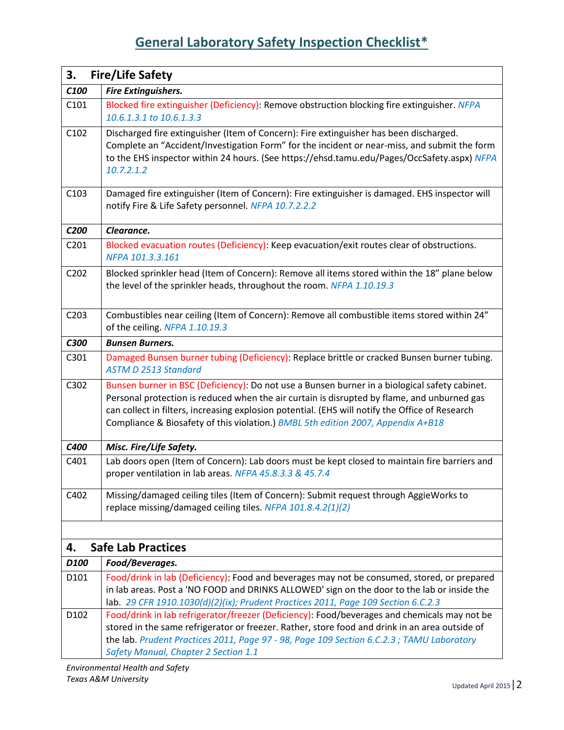# General Laboratory Safety Inspection Checklist*

| **3. Fire/Life Safety** | |
|---|---|
| ***C100*** | ***Fire Extinguishers.*** |
| C101 | Blocked fire extinguisher (Deficiency): Remove obstruction blocking fire extinguisher. *NFPA 10.6.1.3.1 to 10.6.1.3.3* |
| C102 | Discharged fire extinguisher (Item of Concern): Fire extinguisher has been discharged. Complete an "Accident/Investigation Form" for the incident or near-miss, and submit the form to the EHS inspector within 24 hours. (See https://ehsd.tamu.edu/Pages/OccSafety.aspx) *NFPA 10.7.2.1.2* |
| C103 | Damaged fire extinguisher (Item of Concern): Fire extinguisher is damaged. EHS inspector will notify Fire & Life Safety personnel. *NFPA 10.7.2.2.2* |
| ***C200*** | ***Clearance.*** |
| C201 | Blocked evacuation routes (Deficiency): Keep evacuation/exit routes clear of obstructions. *NFPA 101.3.3.161* |
| C202 | Blocked sprinkler head (Item of Concern): Remove all items stored within the 18" plane below the level of the sprinkler heads, throughout the room. *NFPA 1.10.19.3* |
| C203 | Combustibles near ceiling (Item of Concern): Remove all combustible items stored within 24" of the ceiling. *NFPA 1.10.19.3* |
| ***C300*** | ***Bunsen Burners.*** |
| C301 | Damaged Bunsen burner tubing (Deficiency): Replace brittle or cracked Bunsen burner tubing. *ASTM D 2513 Standard* |
| C302 | Bunsen burner in BSC (Deficiency): Do not use a Bunsen burner in a biological safety cabinet. Personal protection is reduced when the air curtain is disrupted by flame, and unburned gas can collect in filters, increasing explosion potential. (EHS will notify the Office of Research Compliance & Biosafety of this violation.) *BMBL 5th edition 2007, Appendix A+B18* |
| ***C400*** | ***Misc. Fire/Life Safety.*** |
| C401 | Lab doors open (Item of Concern): Lab doors must be kept closed to maintain fire barriers and proper ventilation in lab areas. *NFPA 45.8.3.3 & 45.7.4* |
| C402 | Missing/damaged ceiling tiles (Item of Concern): Submit request through AggieWorks to replace missing/damaged ceiling tiles. *NFPA 101.8.4.2(1)(2)* |

| **4. Safe Lab Practices** | |
|---|---|
| ***D100*** | ***Food/Beverages.*** |
| D101 | Food/drink in lab (Deficiency): Food and beverages may not be consumed, stored, or prepared in lab areas. Post a 'NO FOOD and DRINKS ALLOWED' sign on the door to the lab or inside the lab. *29 CFR 1910.1030(d)(2)(ix); Prudent Practices 2011, Page 109 Section 6.C.2.3* |
| D102 | Food/drink in lab refrigerator/freezer (Deficiency): Food/beverages and chemicals may not be stored in the same refrigerator or freezer. Rather, store food and drink in an area outside of the lab. *Prudent Practices 2011, Page 97 - 98, Page 109 Section 6.C.2.3 ; TAMU Laboratory Safety Manual, Chapter 2 Section 1.1* |

*Environmental Health and Safety*
*Texas A&M University*

Updated April 2015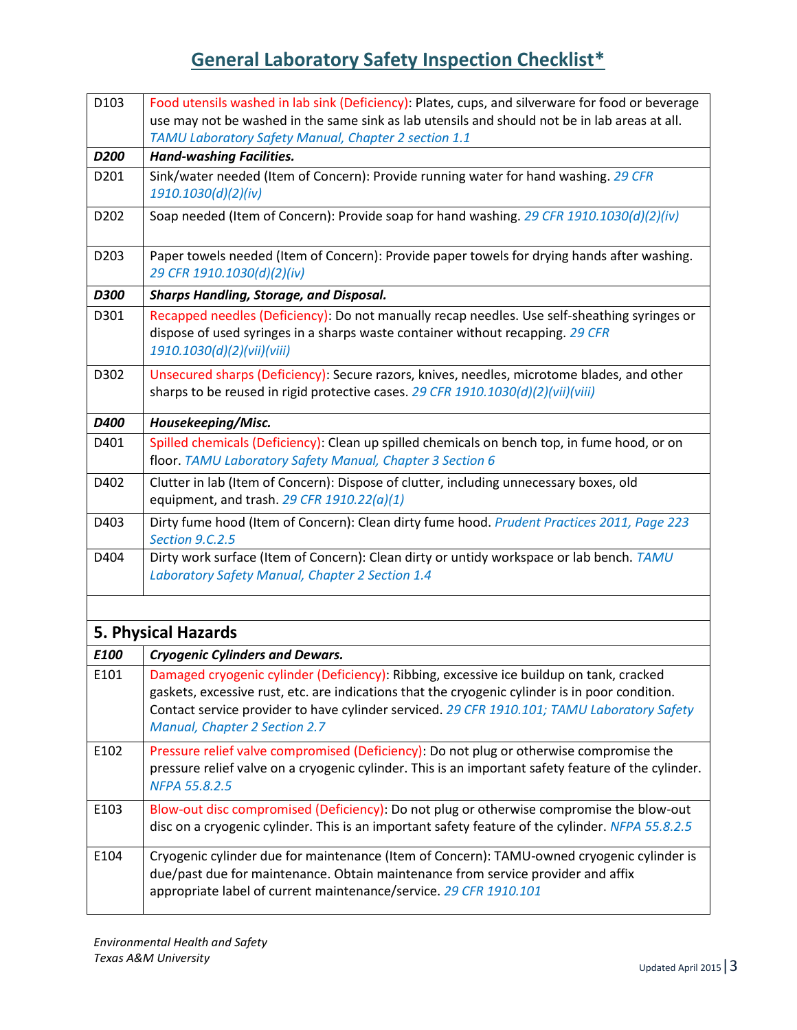# General Laboratory Safety Inspection Checklist*

| | |
|---|---|
| D103 | Food utensils washed in lab sink (Deficiency): Plates, cups, and silverware for food or beverage use may not be washed in the same sink as lab utensils and should not be in lab areas at all. *TAMU Laboratory Safety Manual, Chapter 2 section 1.1* |
| ***D200*** | ***Hand-washing Facilities.*** |
| D201 | Sink/water needed (Item of Concern): Provide running water for hand washing. *29 CFR 1910.1030(d)(2)(iv)* |
| D202 | Soap needed (Item of Concern): Provide soap for hand washing. *29 CFR 1910.1030(d)(2)(iv)* |
| D203 | Paper towels needed (Item of Concern): Provide paper towels for drying hands after washing. *29 CFR 1910.1030(d)(2)(iv)* |
| ***D300*** | ***Sharps Handling, Storage, and Disposal.*** |
| D301 | Recapped needles (Deficiency): Do not manually recap needles. Use self-sheathing syringes or dispose of used syringes in a sharps waste container without recapping. *29 CFR 1910.1030(d)(2)(vii)(viii)* |
| D302 | Unsecured sharps (Deficiency): Secure razors, knives, needles, microtome blades, and other sharps to be reused in rigid protective cases. *29 CFR 1910.1030(d)(2)(vii)(viii)* |
| ***D400*** | ***Housekeeping/Misc.*** |
| D401 | Spilled chemicals (Deficiency): Clean up spilled chemicals on bench top, in fume hood, or on floor. *TAMU Laboratory Safety Manual, Chapter 3 Section 6* |
| D402 | Clutter in lab (Item of Concern): Dispose of clutter, including unnecessary boxes, old equipment, and trash. *29 CFR 1910.22(a)(1)* |
| D403 | Dirty fume hood (Item of Concern): Clean dirty fume hood. *Prudent Practices 2011, Page 223 Section 9.C.2.5* |
| D404 | Dirty work surface (Item of Concern): Clean dirty or untidy workspace or lab bench. *TAMU Laboratory Safety Manual, Chapter 2 Section 1.4* |

## 5. Physical Hazards

| | |
|---|---|
| ***E100*** | ***Cryogenic Cylinders and Dewars.*** |
| E101 | Damaged cryogenic cylinder (Deficiency): Ribbing, excessive ice buildup on tank, cracked gaskets, excessive rust, etc. are indications that the cryogenic cylinder is in poor condition. Contact service provider to have cylinder serviced. *29 CFR 1910.101; TAMU Laboratory Safety Manual, Chapter 2 Section 2.7* |
| E102 | Pressure relief valve compromised (Deficiency): Do not plug or otherwise compromise the pressure relief valve on a cryogenic cylinder. This is an important safety feature of the cylinder. *NFPA 55.8.2.5* |
| E103 | Blow-out disc compromised (Deficiency): Do not plug or otherwise compromise the blow-out disc on a cryogenic cylinder. This is an important safety feature of the cylinder. *NFPA 55.8.2.5* |
| E104 | Cryogenic cylinder due for maintenance (Item of Concern): TAMU-owned cryogenic cylinder is due/past due for maintenance. Obtain maintenance from service provider and affix appropriate label of current maintenance/service. *29 CFR 1910.101* |

*Environmental Health and Safety*
*Texas A&M University*

Updated April 2015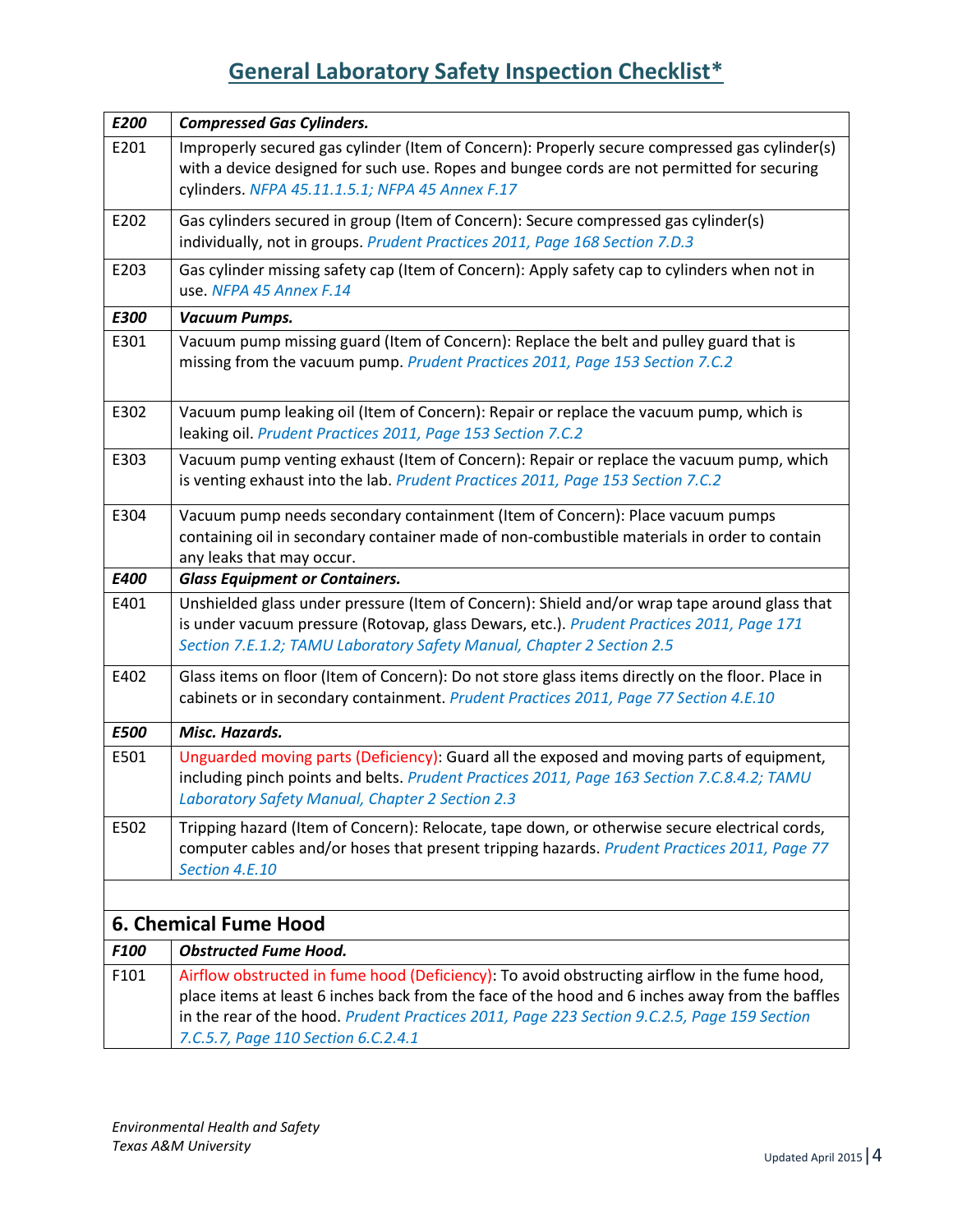# General Laboratory Safety Inspection Checklist*

| ***E200*** | ***Compressed Gas Cylinders.*** |
|---|---|
| E201 | Improperly secured gas cylinder (Item of Concern): Properly secure compressed gas cylinder(s) with a device designed for such use. Ropes and bungee cords are not permitted for securing cylinders. *NFPA 45.11.1.5.1; NFPA 45 Annex F.17* |
| E202 | Gas cylinders secured in group (Item of Concern): Secure compressed gas cylinder(s) individually, not in groups. *Prudent Practices 2011, Page 168 Section 7.D.3* |
| E203 | Gas cylinder missing safety cap (Item of Concern): Apply safety cap to cylinders when not in use. *NFPA 45 Annex F.14* |
| ***E300*** | ***Vacuum Pumps.*** |
| E301 | Vacuum pump missing guard (Item of Concern): Replace the belt and pulley guard that is missing from the vacuum pump. *Prudent Practices 2011, Page 153 Section 7.C.2* |
| E302 | Vacuum pump leaking oil (Item of Concern): Repair or replace the vacuum pump, which is leaking oil. *Prudent Practices 2011, Page 153 Section 7.C.2* |
| E303 | Vacuum pump venting exhaust (Item of Concern): Repair or replace the vacuum pump, which is venting exhaust into the lab. *Prudent Practices 2011, Page 153 Section 7.C.2* |
| E304 | Vacuum pump needs secondary containment (Item of Concern): Place vacuum pumps containing oil in secondary container made of non-combustible materials in order to contain any leaks that may occur. |
| ***E400*** | ***Glass Equipment or Containers.*** |
| E401 | Unshielded glass under pressure (Item of Concern): Shield and/or wrap tape around glass that is under vacuum pressure (Rotovap, glass Dewars, etc.). *Prudent Practices 2011, Page 171 Section 7.E.1.2; TAMU Laboratory Safety Manual, Chapter 2 Section 2.5* |
| E402 | Glass items on floor (Item of Concern): Do not store glass items directly on the floor. Place in cabinets or in secondary containment. *Prudent Practices 2011, Page 77 Section 4.E.10* |
| ***E500*** | ***Misc. Hazards.*** |
| E501 | Unguarded moving parts (Deficiency): Guard all the exposed and moving parts of equipment, including pinch points and belts. *Prudent Practices 2011, Page 163 Section 7.C.8.4.2; TAMU Laboratory Safety Manual, Chapter 2 Section 2.3* |
| E502 | Tripping hazard (Item of Concern): Relocate, tape down, or otherwise secure electrical cords, computer cables and/or hoses that present tripping hazards. *Prudent Practices 2011, Page 77 Section 4.E.10* |

## 6. Chemical Fume Hood

| ***F100*** | ***Obstructed Fume Hood.*** |
|---|---|
| F101 | Airflow obstructed in fume hood (Deficiency): To avoid obstructing airflow in the fume hood, place items at least 6 inches back from the face of the hood and 6 inches away from the baffles in the rear of the hood. *Prudent Practices 2011, Page 223 Section 9.C.2.5, Page 159 Section 7.C.5.7, Page 110 Section 6.C.2.4.1* |

*Environmental Health and Safety*
*Texas A&M University*

Updated April 2015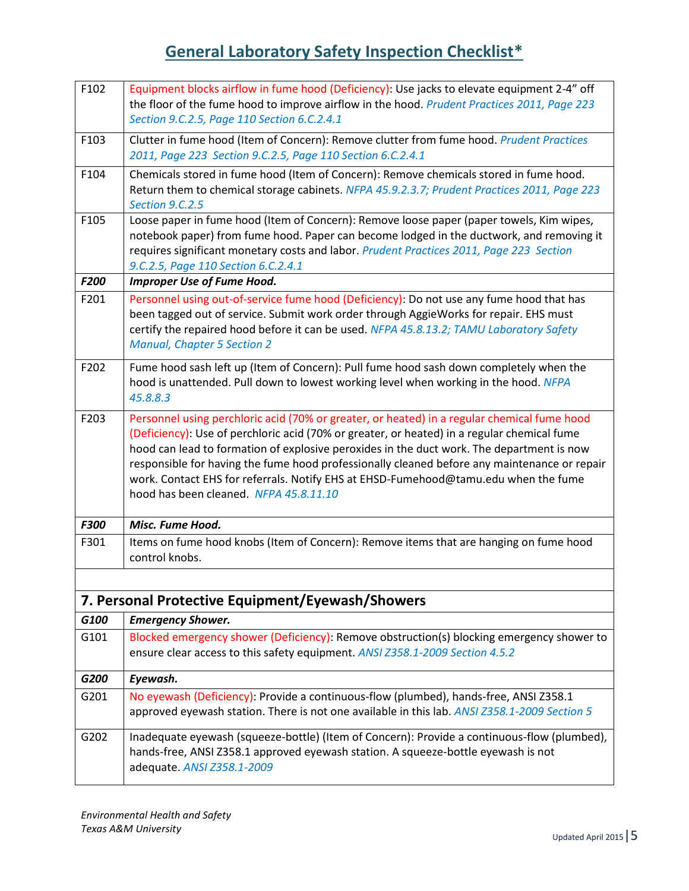# General Laboratory Safety Inspection Checklist*

| | |
|---|---|
| F102 | Equipment blocks airflow in fume hood (Deficiency): Use jacks to elevate equipment 2-4" off the floor of the fume hood to improve airflow in the hood. *Prudent Practices 2011, Page 223 Section 9.C.2.5, Page 110 Section 6.C.2.4.1* |
| F103 | Clutter in fume hood (Item of Concern): Remove clutter from fume hood. *Prudent Practices 2011, Page 223 Section 9.C.2.5, Page 110 Section 6.C.2.4.1* |
| F104 | Chemicals stored in fume hood (Item of Concern): Remove chemicals stored in fume hood. Return them to chemical storage cabinets. *NFPA 45.9.2.3.7; Prudent Practices 2011, Page 223 Section 9.C.2.5* |
| F105 | Loose paper in fume hood (Item of Concern): Remove loose paper (paper towels, Kim wipes, notebook paper) from fume hood. Paper can become lodged in the ductwork, and removing it requires significant monetary costs and labor. *Prudent Practices 2011, Page 223 Section 9.C.2.5, Page 110 Section 6.C.2.4.1* |
| ***F200*** | ***Improper Use of Fume Hood.*** |
| F201 | Personnel using out-of-service fume hood (Deficiency): Do not use any fume hood that has been tagged out of service. Submit work order through AggieWorks for repair. EHS must certify the repaired hood before it can be used. *NFPA 45.8.13.2; TAMU Laboratory Safety Manual, Chapter 5 Section 2* |
| F202 | Fume hood sash left up (Item of Concern): Pull fume hood sash down completely when the hood is unattended. Pull down to lowest working level when working in the hood. *NFPA 45.8.8.3* |
| F203 | Personnel using perchloric acid (70% or greater, or heated) in a regular chemical fume hood (Deficiency): Use of perchloric acid (70% or greater, or heated) in a regular chemical fume hood can lead to formation of explosive peroxides in the duct work. The department is now responsible for having the fume hood professionally cleaned before any maintenance or repair work. Contact EHS for referrals. Notify EHS at EHSD-Fumehood@tamu.edu when the fume hood has been cleaned. *NFPA 45.8.11.10* |
| ***F300*** | ***Misc. Fume Hood.*** |
| F301 | Items on fume hood knobs (Item of Concern): Remove items that are hanging on fume hood control knobs. |

## 7. Personal Protective Equipment/Eyewash/Showers

| | |
|---|---|
| ***G100*** | ***Emergency Shower.*** |
| G101 | Blocked emergency shower (Deficiency): Remove obstruction(s) blocking emergency shower to ensure clear access to this safety equipment. *ANSI Z358.1-2009 Section 4.5.2* |
| ***G200*** | ***Eyewash.*** |
| G201 | No eyewash (Deficiency): Provide a continuous-flow (plumbed), hands-free, ANSI Z358.1 approved eyewash station. There is not one available in this lab. *ANSI Z358.1-2009 Section 5* |
| G202 | Inadequate eyewash (squeeze-bottle) (Item of Concern): Provide a continuous-flow (plumbed), hands-free, ANSI Z358.1 approved eyewash station. A squeeze-bottle eyewash is not adequate. *ANSI Z358.1-2009* |

*Environmental Health and Safety*
*Texas A&M University*

Updated April 2015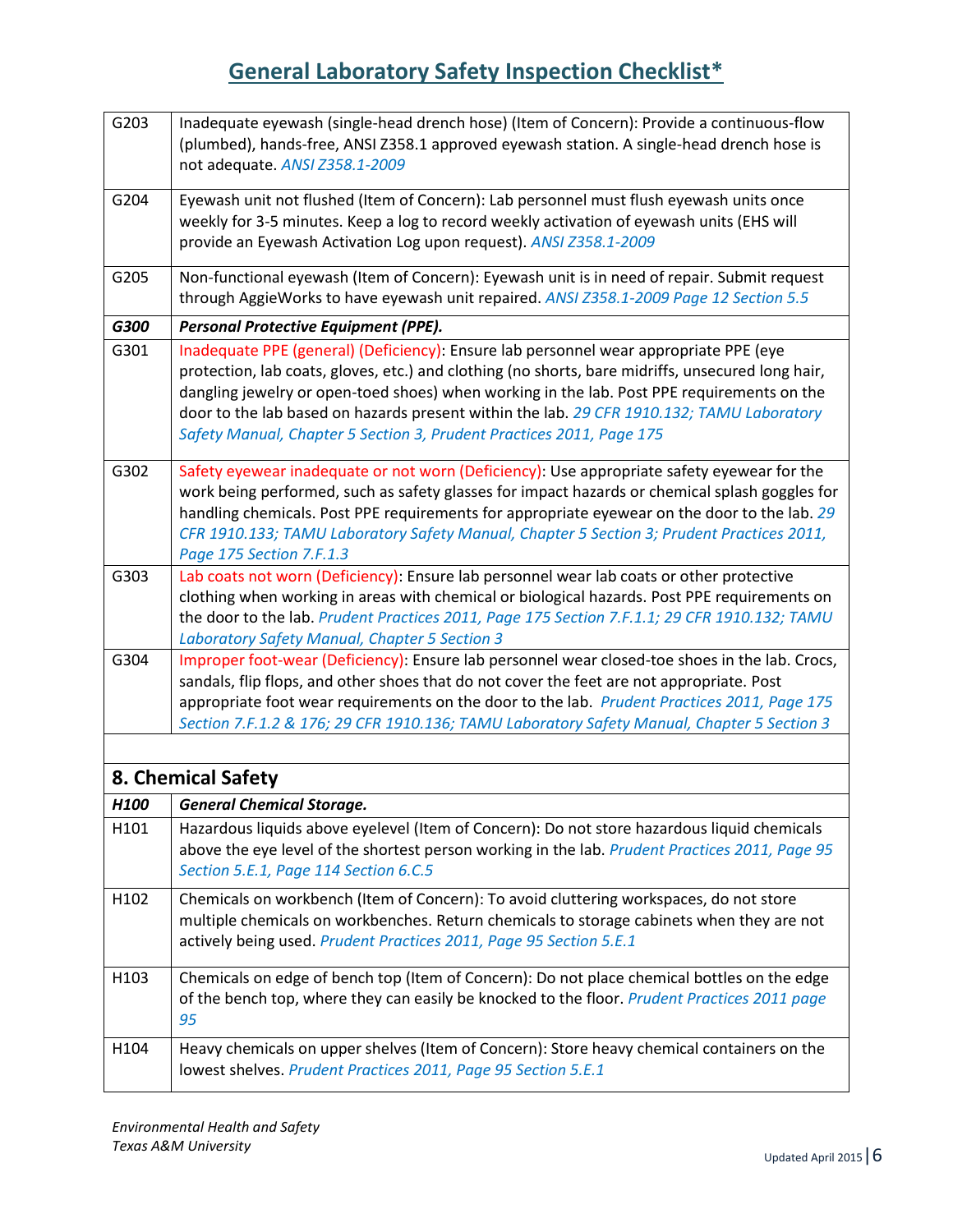# General Laboratory Safety Inspection Checklist*

| | |
|---|---|
| G203 | Inadequate eyewash (single-head drench hose) (Item of Concern): Provide a continuous-flow (plumbed), hands-free, ANSI Z358.1 approved eyewash station. A single-head drench hose is not adequate. *ANSI Z358.1-2009* |
| G204 | Eyewash unit not flushed (Item of Concern): Lab personnel must flush eyewash units once weekly for 3-5 minutes. Keep a log to record weekly activation of eyewash units (EHS will provide an Eyewash Activation Log upon request). *ANSI Z358.1-2009* |
| G205 | Non-functional eyewash (Item of Concern): Eyewash unit is in need of repair. Submit request through AggieWorks to have eyewash unit repaired. *ANSI Z358.1-2009 Page 12 Section 5.5* |
| ***G300*** | ***Personal Protective Equipment (PPE).*** |
| G301 | Inadequate PPE (general) (Deficiency): Ensure lab personnel wear appropriate PPE (eye protection, lab coats, gloves, etc.) and clothing (no shorts, bare midriffs, unsecured long hair, dangling jewelry or open-toed shoes) when working in the lab. Post PPE requirements on the door to the lab based on hazards present within the lab. *29 CFR 1910.132; TAMU Laboratory Safety Manual, Chapter 5 Section 3, Prudent Practices 2011, Page 175* |
| G302 | Safety eyewear inadequate or not worn (Deficiency): Use appropriate safety eyewear for the work being performed, such as safety glasses for impact hazards or chemical splash goggles for handling chemicals. Post PPE requirements for appropriate eyewear on the door to the lab. *29 CFR 1910.133; TAMU Laboratory Safety Manual, Chapter 5 Section 3; Prudent Practices 2011, Page 175 Section 7.F.1.3* |
| G303 | Lab coats not worn (Deficiency): Ensure lab personnel wear lab coats or other protective clothing when working in areas with chemical or biological hazards. Post PPE requirements on the door to the lab. *Prudent Practices 2011, Page 175 Section 7.F.1.1; 29 CFR 1910.132; TAMU Laboratory Safety Manual, Chapter 5 Section 3* |
| G304 | Improper foot-wear (Deficiency): Ensure lab personnel wear closed-toe shoes in the lab. Crocs, sandals, flip flops, and other shoes that do not cover the feet are not appropriate. Post appropriate foot wear requirements on the door to the lab. *Prudent Practices 2011, Page 175 Section 7.F.1.2 & 176; 29 CFR 1910.136; TAMU Laboratory Safety Manual, Chapter 5 Section 3* |

## 8. Chemical Safety

| | |
|---|---|
| ***H100*** | ***General Chemical Storage.*** |
| H101 | Hazardous liquids above eyelevel (Item of Concern): Do not store hazardous liquid chemicals above the eye level of the shortest person working in the lab. *Prudent Practices 2011, Page 95 Section 5.E.1, Page 114 Section 6.C.5* |
| H102 | Chemicals on workbench (Item of Concern): To avoid cluttering workspaces, do not store multiple chemicals on workbenches. Return chemicals to storage cabinets when they are not actively being used. *Prudent Practices 2011, Page 95 Section 5.E.1* |
| H103 | Chemicals on edge of bench top (Item of Concern): Do not place chemical bottles on the edge of the bench top, where they can easily be knocked to the floor. *Prudent Practices 2011 page 95* |
| H104 | Heavy chemicals on upper shelves (Item of Concern): Store heavy chemical containers on the lowest shelves. *Prudent Practices 2011, Page 95 Section 5.E.1* |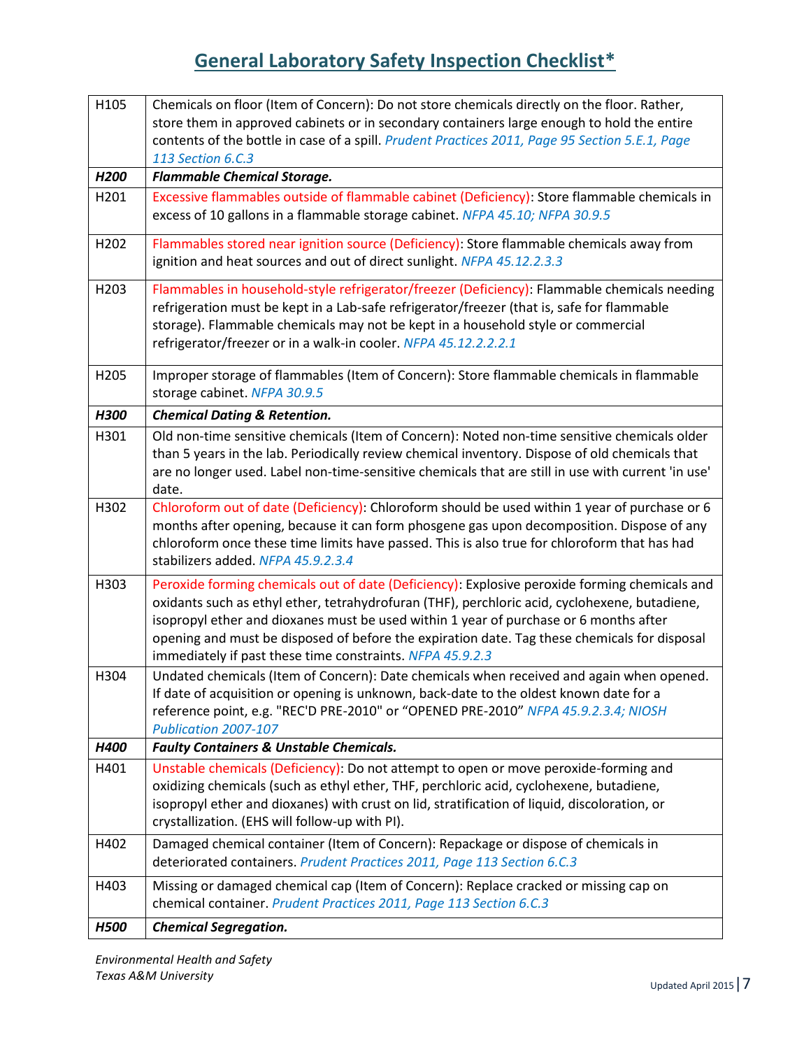## General Laboratory Safety Inspection Checklist*

| | |
|---|---|
| H105 | Chemicals on floor (Item of Concern): Do not store chemicals directly on the floor. Rather, store them in approved cabinets or in secondary containers large enough to hold the entire contents of the bottle in case of a spill. *Prudent Practices 2011, Page 95 Section 5.E.1, Page 113 Section 6.C.3* |
| ***H200*** | ***Flammable Chemical Storage.*** |
| H201 | Excessive flammables outside of flammable cabinet (Deficiency): Store flammable chemicals in excess of 10 gallons in a flammable storage cabinet. *NFPA 45.10; NFPA 30.9.5* |
| H202 | Flammables stored near ignition source (Deficiency): Store flammable chemicals away from ignition and heat sources and out of direct sunlight. *NFPA 45.12.2.3.3* |
| H203 | Flammables in household-style refrigerator/freezer (Deficiency): Flammable chemicals needing refrigeration must be kept in a Lab-safe refrigerator/freezer (that is, safe for flammable storage). Flammable chemicals may not be kept in a household style or commercial refrigerator/freezer or in a walk-in cooler. *NFPA 45.12.2.2.2.1* |
| H205 | Improper storage of flammables (Item of Concern): Store flammable chemicals in flammable storage cabinet. *NFPA 30.9.5* |
| ***H300*** | ***Chemical Dating & Retention.*** |
| H301 | Old non-time sensitive chemicals (Item of Concern): Noted non-time sensitive chemicals older than 5 years in the lab. Periodically review chemical inventory. Dispose of old chemicals that are no longer used. Label non-time-sensitive chemicals that are still in use with current 'in use' date. |
| H302 | Chloroform out of date (Deficiency): Chloroform should be used within 1 year of purchase or 6 months after opening, because it can form phosgene gas upon decomposition. Dispose of any chloroform once these time limits have passed. This is also true for chloroform that has had stabilizers added. *NFPA 45.9.2.3.4* |
| H303 | Peroxide forming chemicals out of date (Deficiency): Explosive peroxide forming chemicals and oxidants such as ethyl ether, tetrahydrofuran (THF), perchloric acid, cyclohexene, butadiene, isopropyl ether and dioxanes must be used within 1 year of purchase or 6 months after opening and must be disposed of before the expiration date. Tag these chemicals for disposal immediately if past these time constraints. *NFPA 45.9.2.3* |
| H304 | Undated chemicals (Item of Concern): Date chemicals when received and again when opened. If date of acquisition or opening is unknown, back-date to the oldest known date for a reference point, e.g. "REC'D PRE-2010" or "OPENED PRE-2010" *NFPA 45.9.2.3.4; NIOSH Publication 2007-107* |
| ***H400*** | ***Faulty Containers & Unstable Chemicals.*** |
| H401 | Unstable chemicals (Deficiency): Do not attempt to open or move peroxide-forming and oxidizing chemicals (such as ethyl ether, THF, perchloric acid, cyclohexene, butadiene, isopropyl ether and dioxanes) with crust on lid, stratification of liquid, discoloration, or crystallization. (EHS will follow-up with PI). |
| H402 | Damaged chemical container (Item of Concern): Repackage or dispose of chemicals in deteriorated containers. *Prudent Practices 2011, Page 113 Section 6.C.3* |
| H403 | Missing or damaged chemical cap (Item of Concern): Replace cracked or missing cap on chemical container. *Prudent Practices 2011, Page 113 Section 6.C.3* |
| ***H500*** | ***Chemical Segregation.*** |

*Environmental Health and Safety*
*Texas A&M University*

Updated April 2015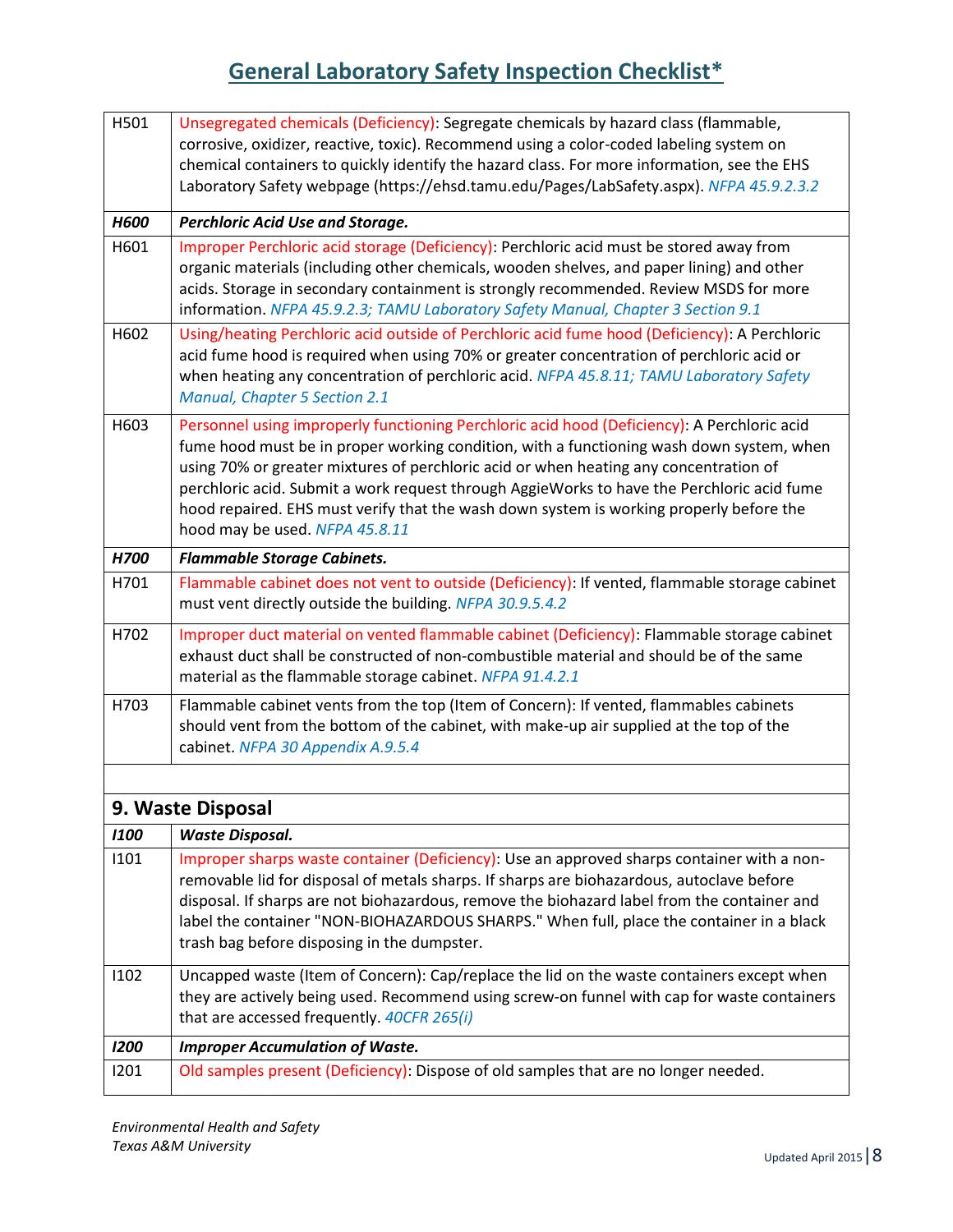# General Laboratory Safety Inspection Checklist*

| | |
|---|---|
| H501 | Unsegregated chemicals (Deficiency): Segregate chemicals by hazard class (flammable, corrosive, oxidizer, reactive, toxic). Recommend using a color-coded labeling system on chemical containers to quickly identify the hazard class. For more information, see the EHS Laboratory Safety webpage (https://ehsd.tamu.edu/Pages/LabSafety.aspx). *NFPA 45.9.2.3.2* |
| ***H600*** | ***Perchloric Acid Use and Storage.*** |
| H601 | Improper Perchloric acid storage (Deficiency): Perchloric acid must be stored away from organic materials (including other chemicals, wooden shelves, and paper lining) and other acids. Storage in secondary containment is strongly recommended. Review MSDS for more information. *NFPA 45.9.2.3; TAMU Laboratory Safety Manual, Chapter 3 Section 9.1* |
| H602 | Using/heating Perchloric acid outside of Perchloric acid fume hood (Deficiency): A Perchloric acid fume hood is required when using 70% or greater concentration of perchloric acid or when heating any concentration of perchloric acid. *NFPA 45.8.11; TAMU Laboratory Safety Manual, Chapter 5 Section 2.1* |
| H603 | Personnel using improperly functioning Perchloric acid hood (Deficiency): A Perchloric acid fume hood must be in proper working condition, with a functioning wash down system, when using 70% or greater mixtures of perchloric acid or when heating any concentration of perchloric acid. Submit a work request through AggieWorks to have the Perchloric acid fume hood repaired. EHS must verify that the wash down system is working properly before the hood may be used. *NFPA 45.8.11* |
| ***H700*** | ***Flammable Storage Cabinets.*** |
| H701 | Flammable cabinet does not vent to outside (Deficiency): If vented, flammable storage cabinet must vent directly outside the building. *NFPA 30.9.5.4.2* |
| H702 | Improper duct material on vented flammable cabinet (Deficiency): Flammable storage cabinet exhaust duct shall be constructed of non-combustible material and should be of the same material as the flammable storage cabinet. *NFPA 91.4.2.1* |
| H703 | Flammable cabinet vents from the top (Item of Concern): If vented, flammables cabinets should vent from the bottom of the cabinet, with make-up air supplied at the top of the cabinet. *NFPA 30 Appendix A.9.5.4* |

## 9. Waste Disposal

| | |
|---|---|
| ***I100*** | ***Waste Disposal.*** |
| I101 | Improper sharps waste container (Deficiency): Use an approved sharps container with a non-removable lid for disposal of metals sharps. If sharps are biohazardous, autoclave before disposal. If sharps are not biohazardous, remove the biohazard label from the container and label the container "NON-BIOHAZARDOUS SHARPS." When full, place the container in a black trash bag before disposing in the dumpster. |
| I102 | Uncapped waste (Item of Concern): Cap/replace the lid on the waste containers except when they are actively being used. Recommend using screw-on funnel with cap for waste containers that are accessed frequently. *40CFR 265(i)* |
| ***I200*** | ***Improper Accumulation of Waste.*** |
| I201 | Old samples present (Deficiency): Dispose of old samples that are no longer needed. |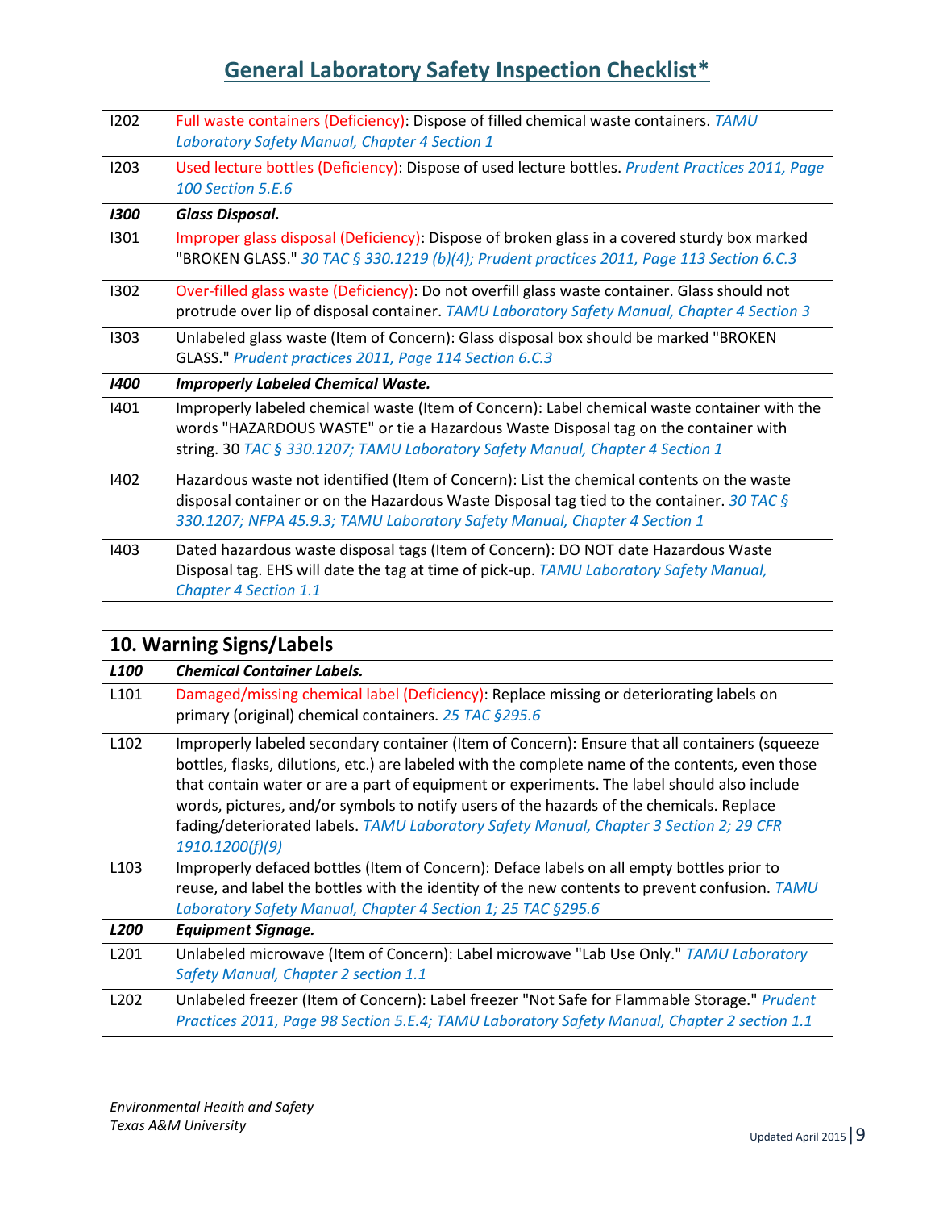# General Laboratory Safety Inspection Checklist*

| | |
|---|---|
| I202 | Full waste containers (Deficiency): Dispose of filled chemical waste containers. *TAMU Laboratory Safety Manual, Chapter 4 Section 1* |
| I203 | Used lecture bottles (Deficiency): Dispose of used lecture bottles. *Prudent Practices 2011, Page 100 Section 5.E.6* |
| ***I300*** | ***Glass Disposal.*** |
| I301 | Improper glass disposal (Deficiency): Dispose of broken glass in a covered sturdy box marked "BROKEN GLASS." *30 TAC § 330.1219 (b)(4); Prudent practices 2011, Page 113 Section 6.C.3* |
| I302 | Over-filled glass waste (Deficiency): Do not overfill glass waste container. Glass should not protrude over lip of disposal container. *TAMU Laboratory Safety Manual, Chapter 4 Section 3* |
| I303 | Unlabeled glass waste (Item of Concern): Glass disposal box should be marked "BROKEN GLASS." *Prudent practices 2011, Page 114 Section 6.C.3* |
| ***I400*** | ***Improperly Labeled Chemical Waste.*** |
| I401 | Improperly labeled chemical waste (Item of Concern): Label chemical waste container with the words "HAZARDOUS WASTE" or tie a Hazardous Waste Disposal tag on the container with string. 30 *TAC § 330.1207; TAMU Laboratory Safety Manual, Chapter 4 Section 1* |
| I402 | Hazardous waste not identified (Item of Concern): List the chemical contents on the waste disposal container or on the Hazardous Waste Disposal tag tied to the container. *30 TAC § 330.1207; NFPA 45.9.3; TAMU Laboratory Safety Manual, Chapter 4 Section 1* |
| I403 | Dated hazardous waste disposal tags (Item of Concern): DO NOT date Hazardous Waste Disposal tag. EHS will date the tag at time of pick-up. *TAMU Laboratory Safety Manual, Chapter 4 Section 1.1* |
| | |

## 10. Warning Signs/Labels

| | |
|---|---|
| ***L100*** | ***Chemical Container Labels.*** |
| L101 | Damaged/missing chemical label (Deficiency): Replace missing or deteriorating labels on primary (original) chemical containers. *25 TAC §295.6* |
| L102 | Improperly labeled secondary container (Item of Concern): Ensure that all containers (squeeze bottles, flasks, dilutions, etc.) are labeled with the complete name of the contents, even those that contain water or are a part of equipment or experiments. The label should also include words, pictures, and/or symbols to notify users of the hazards of the chemicals. Replace fading/deteriorated labels. *TAMU Laboratory Safety Manual, Chapter 3 Section 2; 29 CFR 1910.1200(f)(9)* |
| L103 | Improperly defaced bottles (Item of Concern): Deface labels on all empty bottles prior to reuse, and label the bottles with the identity of the new contents to prevent confusion. *TAMU Laboratory Safety Manual, Chapter 4 Section 1; 25 TAC §295.6* |
| ***L200*** | ***Equipment Signage.*** |
| L201 | Unlabeled microwave (Item of Concern): Label microwave "Lab Use Only." *TAMU Laboratory Safety Manual, Chapter 2 section 1.1* |
| L202 | Unlabeled freezer (Item of Concern): Label freezer "Not Safe for Flammable Storage." *Prudent Practices 2011, Page 98 Section 5.E.4; TAMU Laboratory Safety Manual, Chapter 2 section 1.1* |
| | |

*Environmental Health and Safety*
*Texas A&M University*

Updated April 2015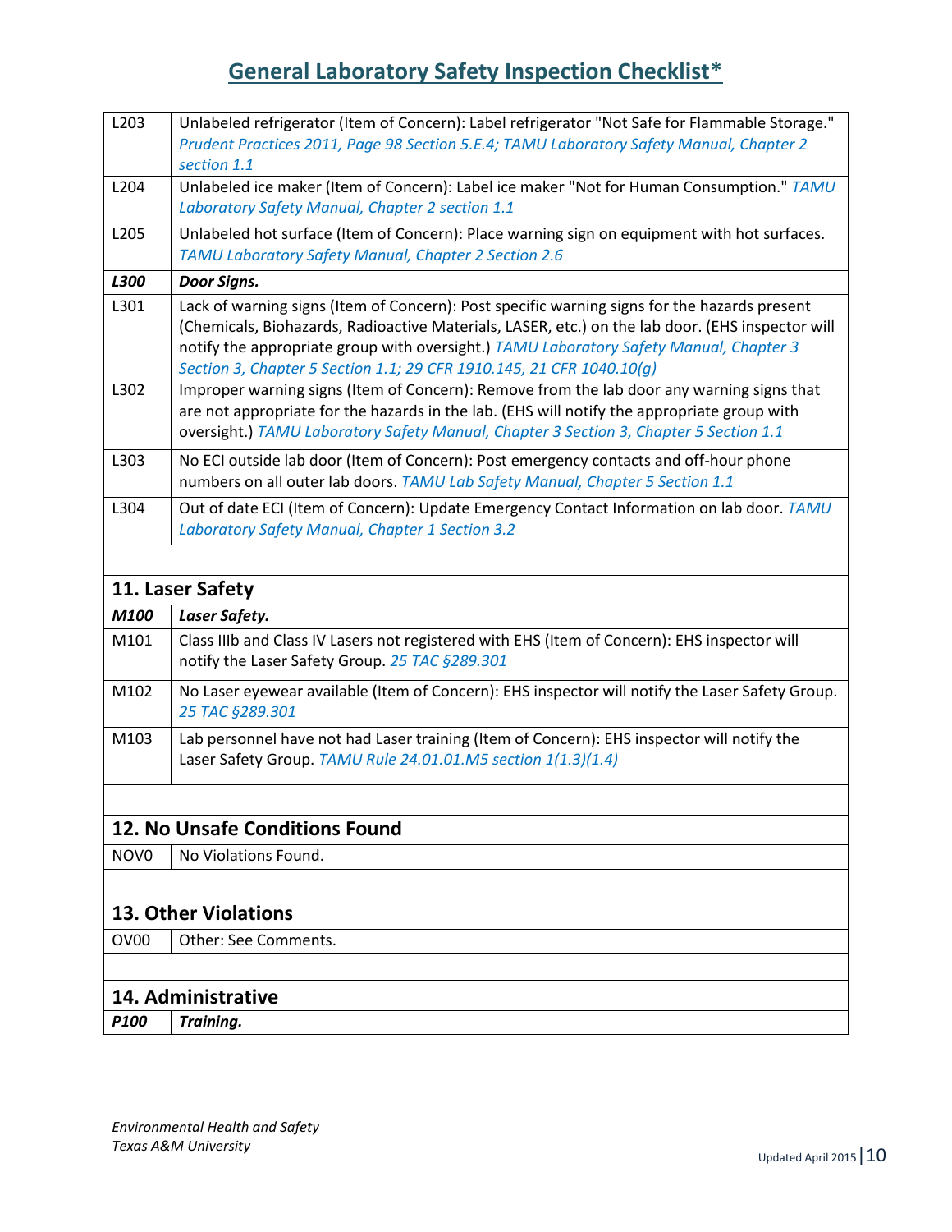# General Laboratory Safety Inspection Checklist*

| | |
|---|---|
| L203 | Unlabeled refrigerator (Item of Concern): Label refrigerator "Not Safe for Flammable Storage." *Prudent Practices 2011, Page 98 Section 5.E.4; TAMU Laboratory Safety Manual, Chapter 2 section 1.1* |
| L204 | Unlabeled ice maker (Item of Concern): Label ice maker "Not for Human Consumption." *TAMU Laboratory Safety Manual, Chapter 2 section 1.1* |
| L205 | Unlabeled hot surface (Item of Concern): Place warning sign on equipment with hot surfaces. *TAMU Laboratory Safety Manual, Chapter 2 Section 2.6* |
| ***L300*** | ***Door Signs.*** |
| L301 | Lack of warning signs (Item of Concern): Post specific warning signs for the hazards present (Chemicals, Biohazards, Radioactive Materials, LASER, etc.) on the lab door. (EHS inspector will notify the appropriate group with oversight.) *TAMU Laboratory Safety Manual, Chapter 3 Section 3, Chapter 5 Section 1.1; 29 CFR 1910.145, 21 CFR 1040.10(g)* |
| L302 | Improper warning signs (Item of Concern): Remove from the lab door any warning signs that are not appropriate for the hazards in the lab. (EHS will notify the appropriate group with oversight.) *TAMU Laboratory Safety Manual, Chapter 3 Section 3, Chapter 5 Section 1.1* |
| L303 | No ECI outside lab door (Item of Concern): Post emergency contacts and off-hour phone numbers on all outer lab doors. *TAMU Lab Safety Manual, Chapter 5 Section 1.1* |
| L304 | Out of date ECI (Item of Concern): Update Emergency Contact Information on lab door. *TAMU Laboratory Safety Manual, Chapter 1 Section 3.2* |

## 11. Laser Safety

| | |
|---|---|
| ***M100*** | ***Laser Safety.*** |
| M101 | Class IIIb and Class IV Lasers not registered with EHS (Item of Concern): EHS inspector will notify the Laser Safety Group. *25 TAC §289.301* |
| M102 | No Laser eyewear available (Item of Concern): EHS inspector will notify the Laser Safety Group. *25 TAC §289.301* |
| M103 | Lab personnel have not had Laser training (Item of Concern): EHS inspector will notify the Laser Safety Group. *TAMU Rule 24.01.01.M5 section 1(1.3)(1.4)* |

## 12. No Unsafe Conditions Found

| | |
|---|---|
| NOV0 | No Violations Found. |

## 13. Other Violations

| | |
|---|---|
| OV00 | Other: See Comments. |

## 14. Administrative

| | |
|---|---|
| ***P100*** | ***Training.*** |

*Environmental Health and Safety*
*Texas A&M University*

Updated April 2015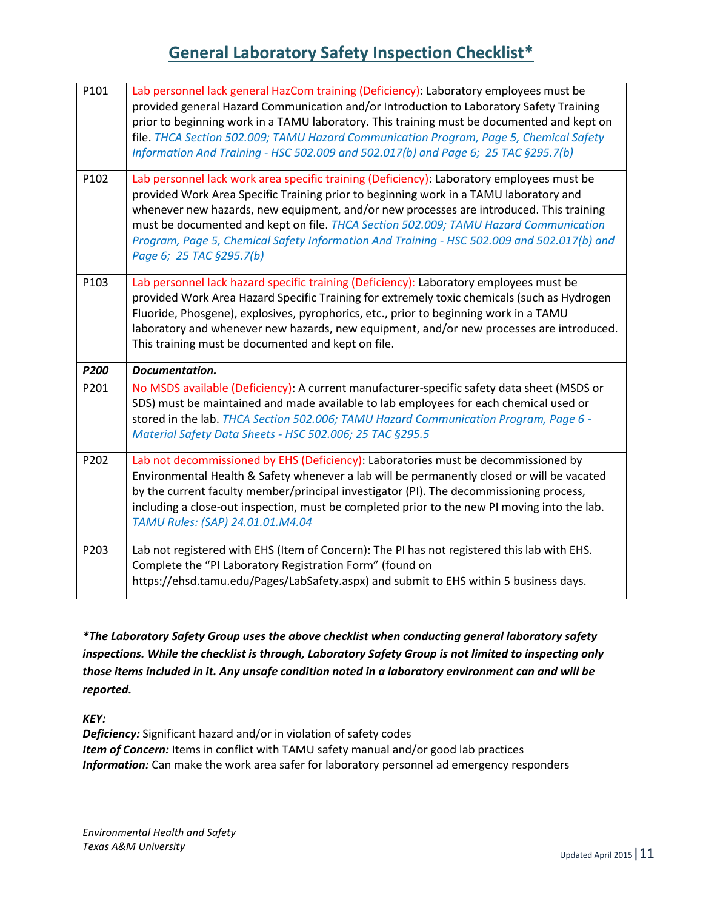## General Laboratory Safety Inspection Checklist*

| | |
|---|---|
| P101 | Lab personnel lack general HazCom training (Deficiency): Laboratory employees must be provided general Hazard Communication and/or Introduction to Laboratory Safety Training prior to beginning work in a TAMU laboratory. This training must be documented and kept on file. *THCA Section 502.009; TAMU Hazard Communication Program, Page 5, Chemical Safety Information And Training - HSC 502.009 and 502.017(b) and Page 6; 25 TAC §295.7(b)* |
| P102 | Lab personnel lack work area specific training (Deficiency): Laboratory employees must be provided Work Area Specific Training prior to beginning work in a TAMU laboratory and whenever new hazards, new equipment, and/or new processes are introduced. This training must be documented and kept on file. *THCA Section 502.009; TAMU Hazard Communication Program, Page 5, Chemical Safety Information And Training - HSC 502.009 and 502.017(b) and Page 6; 25 TAC §295.7(b)* |
| P103 | Lab personnel lack hazard specific training (Deficiency): Laboratory employees must be provided Work Area Hazard Specific Training for extremely toxic chemicals (such as Hydrogen Fluoride, Phosgene), explosives, pyrophorics, etc., prior to beginning work in a TAMU laboratory and whenever new hazards, new equipment, and/or new processes are introduced. This training must be documented and kept on file. |
| ***P200*** | ***Documentation.*** |
| P201 | No MSDS available (Deficiency): A current manufacturer-specific safety data sheet (MSDS or SDS) must be maintained and made available to lab employees for each chemical used or stored in the lab. *THCA Section 502.006; TAMU Hazard Communication Program, Page 6 - Material Safety Data Sheets - HSC 502.006; 25 TAC §295.5* |
| P202 | Lab not decommissioned by EHS (Deficiency): Laboratories must be decommissioned by Environmental Health & Safety whenever a lab will be permanently closed or will be vacated by the current faculty member/principal investigator (PI). The decommissioning process, including a close-out inspection, must be completed prior to the new PI moving into the lab. *TAMU Rules: (SAP) 24.01.01.M4.04* |
| P203 | Lab not registered with EHS (Item of Concern): The PI has not registered this lab with EHS. Complete the "PI Laboratory Registration Form" (found on https://ehsd.tamu.edu/Pages/LabSafety.aspx) and submit to EHS within 5 business days. |

***\*The Laboratory Safety Group uses the above checklist when conducting general laboratory safety inspections. While the checklist is through, Laboratory Safety Group is not limited to inspecting only those items included in it. Any unsafe condition noted in a laboratory environment can and will be reported.***

***KEY:***

***Deficiency:*** Significant hazard and/or in violation of safety codes
***Item of Concern:*** Items in conflict with TAMU safety manual and/or good lab practices
***Information:*** Can make the work area safer for laboratory personnel ad emergency responders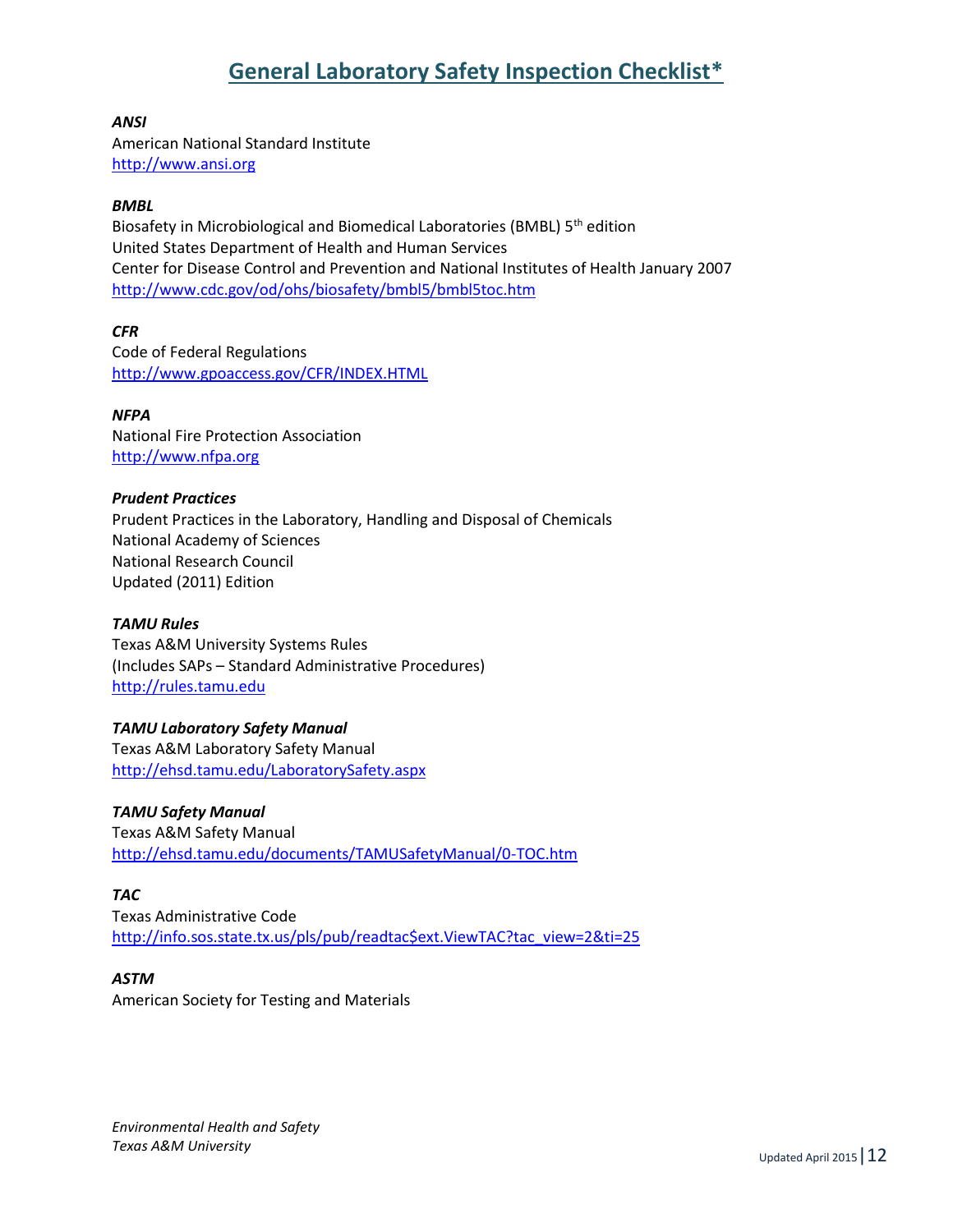# General Laboratory Safety Inspection Checklist*

***ANSI***
American National Standard Institute
http://www.ansi.org

***BMBL***
Biosafety in Microbiological and Biomedical Laboratories (BMBL) 5th edition
United States Department of Health and Human Services
Center for Disease Control and Prevention and National Institutes of Health January 2007
http://www.cdc.gov/od/ohs/biosafety/bmbl5/bmbl5toc.htm

***CFR***
Code of Federal Regulations
http://www.gpoaccess.gov/CFR/INDEX.HTML

***NFPA***
National Fire Protection Association
http://www.nfpa.org

***Prudent Practices***
Prudent Practices in the Laboratory, Handling and Disposal of Chemicals
National Academy of Sciences
National Research Council
Updated (2011) Edition

***TAMU Rules***
Texas A&M University Systems Rules
(Includes SAPs – Standard Administrative Procedures)
http://rules.tamu.edu

***TAMU Laboratory Safety Manual***
Texas A&M Laboratory Safety Manual
http://ehsd.tamu.edu/LaboratorySafety.aspx

***TAMU Safety Manual***
Texas A&M Safety Manual
http://ehsd.tamu.edu/documents/TAMUSafetyManual/0-TOC.htm

***TAC***
Texas Administrative Code
http://info.sos.state.tx.us/pls/pub/readtac$ext.ViewTAC?tac_view=2&ti=25

***ASTM***
American Society for Testing and Materials